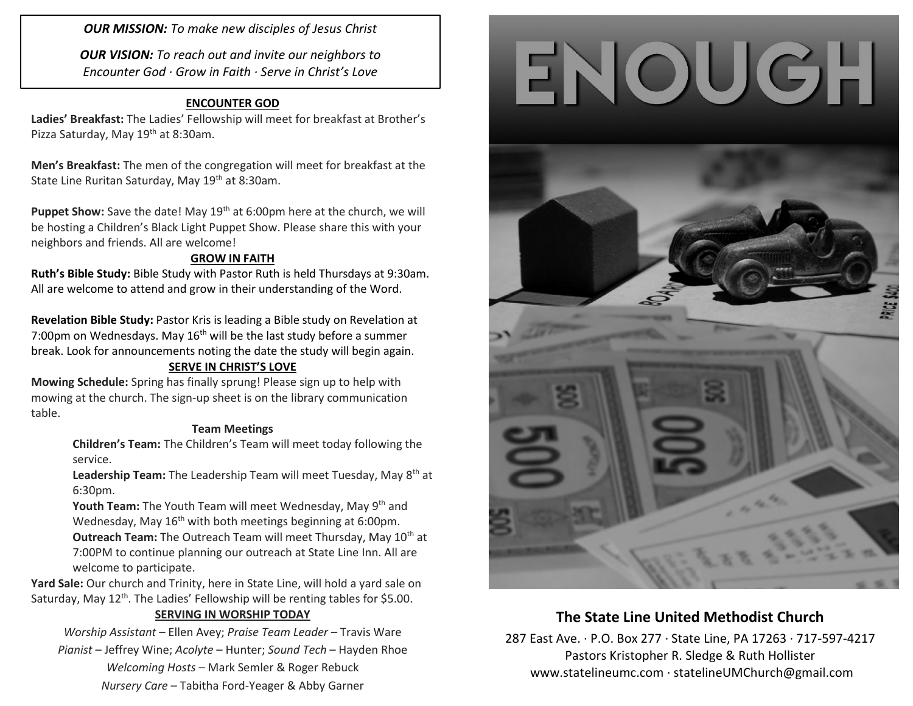*OUR MISSION: To make new disciples of Jesus Christ*

*OUR VISION: To reach out and invite our neighbors to Encounter God · Grow in Faith · Serve in Christ's Love*

## ENCOUNTER GOD

**Ladies' Breakfast:** The Ladies' Fellowship will meet for breakfast at Brother's Pizza Saturday, May 19th at 8:30am.

**Men's Breakfast:** The men of the congregation will meet for breakfast at the State Line Ruritan Saturday, May 19th at 8:30am.

**Puppet Show:** Save the date! May 19th at 6:00pm here at the church, we will be hosting a Children's Black Light Puppet Show. Please share this with your neighbors and friends. All are welcome!

## GROW IN FAITH

**Ruth's Bible Study:** Bible Study with Pastor Ruth is held Thursdays at 9:30am. All are welcome to attend and grow in their understanding of the Word.

**Revelation Bible Study:** Pastor Kris is leading a Bible study on Revelation at 7:00pm on Wednesdays. May 16th will be the last study before a summer break. Look for announcements noting the date the study will begin again.

## SERVE IN CHRIST'S LOVE

**Mowing Schedule:** Spring has finally sprung! Please sign up to help with mowing at the church. The sign-up sheet is on the library communication table.

### Team Meetings

**Children's Team:** The Children's Team will meet today following the service.

**Leadership Team:** The Leadership Team will meet Tuesday, May 8th at 6:30pm.

**Youth Team:** The Youth Team will meet Wednesday, May 9th and Wednesday, May 16th with both meetings beginning at 6:00pm.

**Outreach Team:** The Outreach Team will meet Thursday, May 10th at 7:00PM to continue planning our outreach at State Line Inn. All are welcome to participate.

**Yard Sale:** Our church and Trinity, here in State Line, will hold a yard sale on Saturday, May 12th. The Ladies' Fellowship will be renting tables for $5.00.

## SERVING IN WORSHIP TODAY

*Worship Assistant* – Ellen Avey; *Praise Team Leader* – Travis Ware
*Pianist* – Jeffrey Wine; *Acolyte* – Hunter; *Sound Tech* – Hayden Rhoe
*Welcoming Hosts* – Mark Semler & Roger Rebuck
*Nursery Care* – Tabitha Ford-Yeager & Abby Garner

# ENOUGH

## The State Line United Methodist Church

287 East Ave. · P.O. Box 277 · State Line, PA 17263 · 717-597-4217
Pastors Kristopher R. Sledge & Ruth Hollister
www.statelineumc.com · statelineUMChurch@gmail.com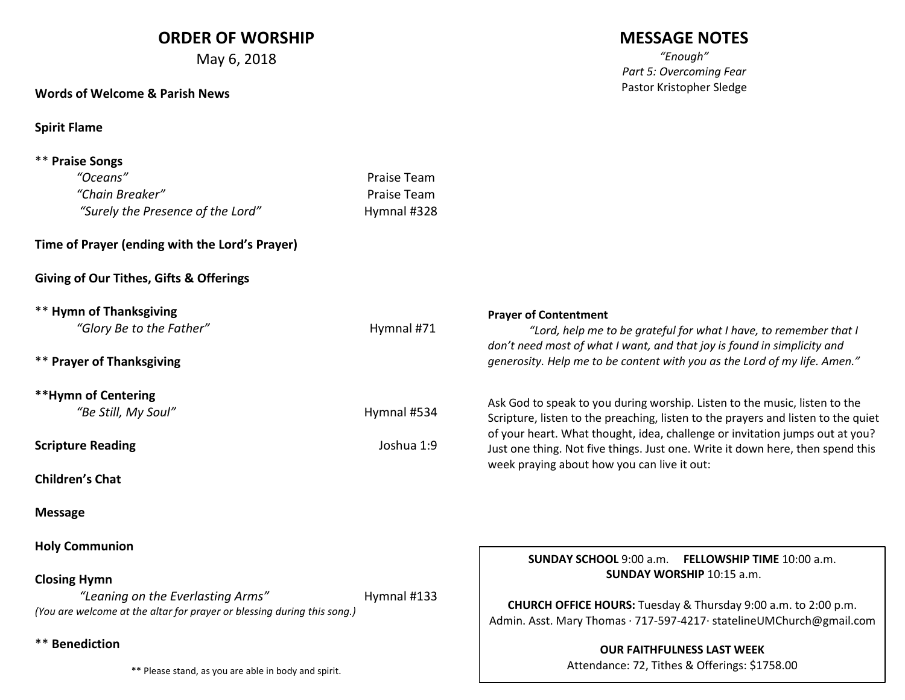## ORDER OF WORSHIP

May 6, 2018

**Words of Welcome & Parish News**

**Spirit Flame**

** **Praise Songs**

| | |
|---|---|
| *"Oceans"* | Praise Team |
| *"Chain Breaker"* | Praise Team |
| *"Surely the Presence of the Lord"* | Hymnal #328 |

**Time of Prayer (ending with the Lord's Prayer)**

**Giving of Our Tithes, Gifts & Offerings**

** **Hymn of Thanksgiving**

*"Glory Be to the Father"* Hymnal #71

** **Prayer of Thanksgiving**

****Hymn of Centering**

*"Be Still, My Soul"* Hymnal #534

**Scripture Reading** Joshua 1:9

**Children's Chat**

**Message**

**Holy Communion**

**Closing Hymn**

*"Leaning on the Everlasting Arms"* Hymnal #133

*(You are welcome at the altar for prayer or blessing during this song.)*

** **Benediction**

** Please stand, as you are able in body and spirit.

## MESSAGE NOTES

*"Enough"*

*Part 5: Overcoming Fear*

Pastor Kristopher Sledge

**Prayer of Contentment**

*"Lord, help me to be grateful for what I have, to remember that I don't need most of what I want, and that joy is found in simplicity and generosity. Help me to be content with you as the Lord of my life. Amen."*

Ask God to speak to you during worship. Listen to the music, listen to the Scripture, listen to the preaching, listen to the prayers and listen to the quiet of your heart. What thought, idea, challenge or invitation jumps out at you? Just one thing. Not five things. Just one. Write it down here, then spend this week praying about how you can live it out:

**SUNDAY SCHOOL** 9:00 a.m. **FELLOWSHIP TIME** 10:00 a.m.
**SUNDAY WORSHIP** 10:15 a.m.

**CHURCH OFFICE HOURS:** Tuesday & Thursday 9:00 a.m. to 2:00 p.m.
Admin. Asst. Mary Thomas · 717-597-4217· statelineUMChurch@gmail.com

**OUR FAITHFULNESS LAST WEEK**
Attendance: 72, Tithes & Offerings: $1758.00